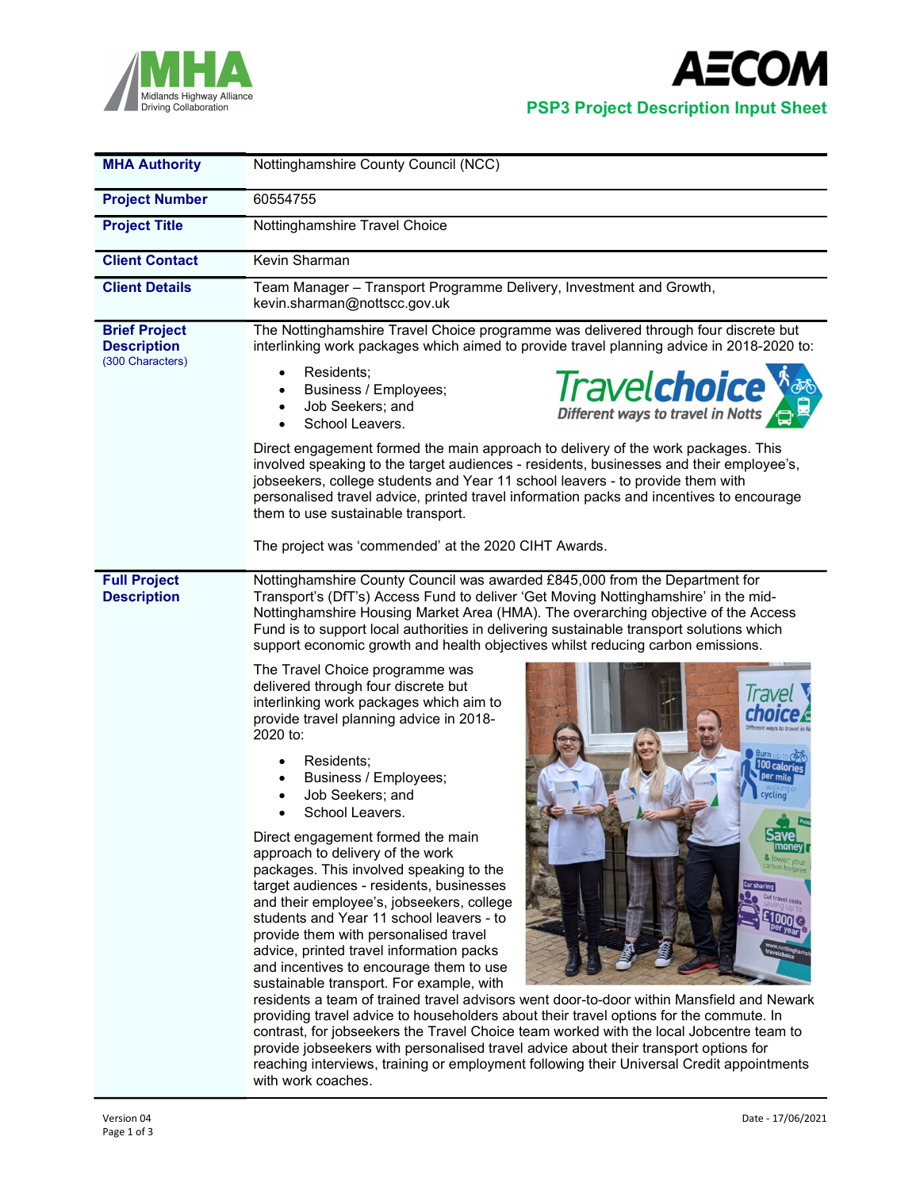**PSP3 Project Description Input Sheet**

| | |
|---|---|
| **MHA Authority** | Nottinghamshire County Council (NCC) |
| **Project Number** | 60554755 |
| **Project Title** | Nottinghamshire Travel Choice |
| **Client Contact** | Kevin Sharman |
| **Client Details** | Team Manager – Transport Programme Delivery, Investment and Growth, kevin.sharman@nottscc.gov.uk |
| **Brief Project Description** (300 Characters) | The Nottinghamshire Travel Choice programme was delivered through four discrete but interlinking work packages which aimed to provide travel planning advice in 2018-2020 to:<br>• Residents;<br>• Business / Employees;<br>• Job Seekers; and<br>• School Leavers.<br><br>Direct engagement formed the main approach to delivery of the work packages. This involved speaking to the target audiences - residents, businesses and their employee's, jobseekers, college students and Year 11 school leavers - to provide them with personalised travel advice, printed travel information packs and incentives to encourage them to use sustainable transport.<br><br>The project was 'commended' at the 2020 CIHT Awards. |
| **Full Project Description** | Nottinghamshire County Council was awarded £845,000 from the Department for Transport's (DfT's) Access Fund to deliver 'Get Moving Nottinghamshire' in the mid-Nottinghamshire Housing Market Area (HMA). The overarching objective of the Access Fund is to support local authorities in delivering sustainable transport solutions which support economic growth and health objectives whilst reducing carbon emissions.<br><br>The Travel Choice programme was delivered through four discrete but interlinking work packages which aim to provide travel planning advice in 2018-2020 to:<br>• Residents;<br>• Business / Employees;<br>• Job Seekers; and<br>• School Leavers.<br><br>Direct engagement formed the main approach to delivery of the work packages. This involved speaking to the target audiences - residents, businesses and their employee's, jobseekers, college students and Year 11 school leavers - to provide them with personalised travel advice, printed travel information packs and incentives to encourage them to use sustainable transport. For example, with residents a team of trained travel advisors went door-to-door within Mansfield and Newark providing travel advice to householders about their travel options for the commute. In contrast, for jobseekers the Travel Choice team worked with the local Jobcentre team to provide jobseekers with personalised travel advice about their transport options for reaching interviews, training or employment following their Universal Credit appointments with work coaches. |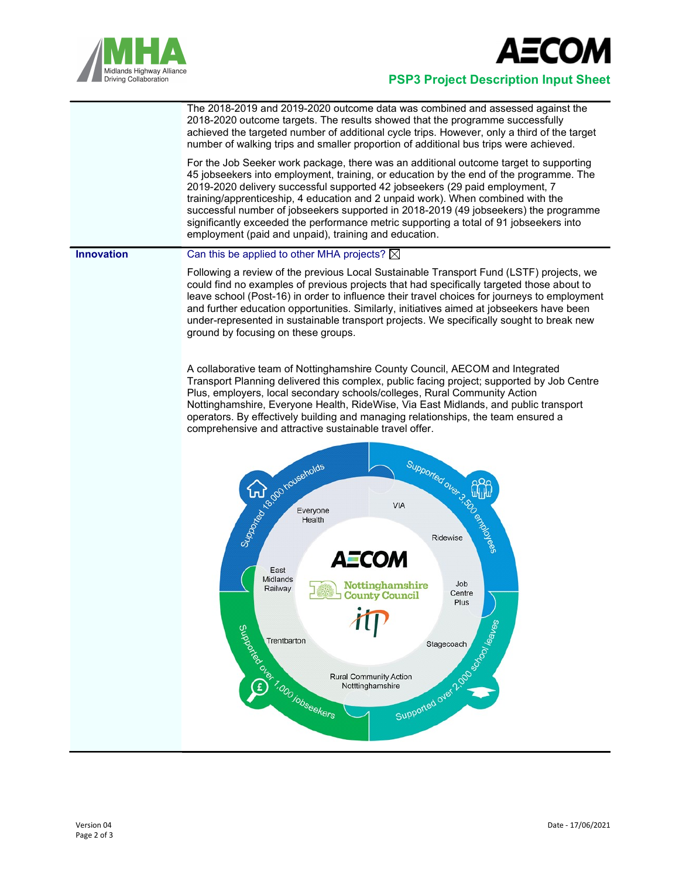The 2018-2019 and 2019-2020 outcome data was combined and assessed against the 2018-2020 outcome targets. The results showed that the programme successfully achieved the targeted number of additional cycle trips. However, only a third of the target number of walking trips and smaller proportion of additional bus trips were achieved.

For the Job Seeker work package, there was an additional outcome target to supporting 45 jobseekers into employment, training, or education by the end of the programme. The 2019-2020 delivery successful supported 42 jobseekers (29 paid employment, 7 training/apprenticeship, 4 education and 2 unpaid work). When combined with the successful number of jobseekers supported in 2018-2019 (49 jobseekers) the programme significantly exceeded the performance metric supporting a total of 91 jobseekers into employment (paid and unpaid), training and education.

**Innovation**

Can this be applied to other MHA projects? ☒

Following a review of the previous Local Sustainable Transport Fund (LSTF) projects, we could find no examples of previous projects that had specifically targeted those about to leave school (Post-16) in order to influence their travel choices for journeys to employment and further education opportunities. Similarly, initiatives aimed at jobseekers have been under-represented in sustainable transport projects. We specifically sought to break new ground by focusing on these groups.

A collaborative team of Nottinghamshire County Council, AECOM and Integrated Transport Planning delivered this complex, public facing project; supported by Job Centre Plus, employers, local secondary schools/colleges, Rural Community Action Nottinghamshire, Everyone Health, RideWise, Via East Midlands, and public transport operators. By effectively building and managing relationships, the team ensured a comprehensive and attractive sustainable travel offer.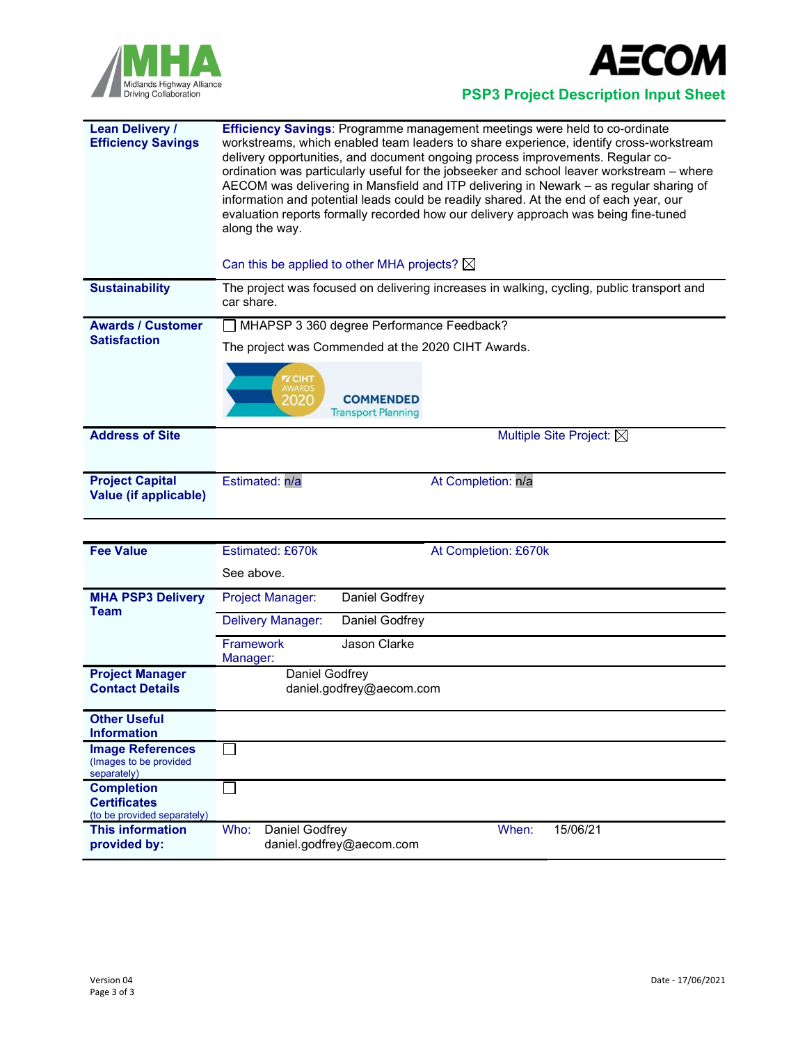**PSP3 Project Description Input Sheet**

| | |
|---|---|
| **Lean Delivery / Efficiency Savings** | **Efficiency Savings**: Programme management meetings were held to co-ordinate workstreams, which enabled team leaders to share experience, identify cross-workstream delivery opportunities, and document ongoing process improvements. Regular co-ordination was particularly useful for the jobseeker and school leaver workstream – where AECOM was delivering in Mansfield and ITP delivering in Newark – as regular sharing of information and potential leads could be readily shared. At the end of each year, our evaluation reports formally recorded how our delivery approach was being fine-tuned along the way.<br><br>Can this be applied to other MHA projects? ☒ |
| **Sustainability** | The project was focused on delivering increases in walking, cycling, public transport and car share. |
| **Awards / Customer Satisfaction** | ☐ MHAPSP 3 360 degree Performance Feedback?<br><br>The project was Commended at the 2020 CIHT Awards.<br><br>CIHT AWARDS 2020 COMMENDED Transport Planning |
| **Address of Site** | Multiple Site Project: ☒ |
| **Project Capital Value (if applicable)** | Estimated: n/a At Completion: n/a |

| | | |
|---|---|---|
| **Fee Value** | Estimated: £670k<br><br>See above. | At Completion: £670k |
| **MHA PSP3 Delivery Team** | Project Manager: | Daniel Godfrey |
| | Delivery Manager: | Daniel Godfrey |
| | Framework Manager: | Jason Clarke |
| **Project Manager Contact Details** | Daniel Godfrey<br>daniel.godfrey@aecom.com | |
| **Other Useful Information** | | |
| **Image References** (Images to be provided separately) | ☐ | |
| **Completion Certificates** (to be provided separately) | ☐ | |
| **This information provided by:** | Who: Daniel Godfrey<br>daniel.godfrey@aecom.com | When: 15/06/21 |

Version 04

Date - 17/06/2021